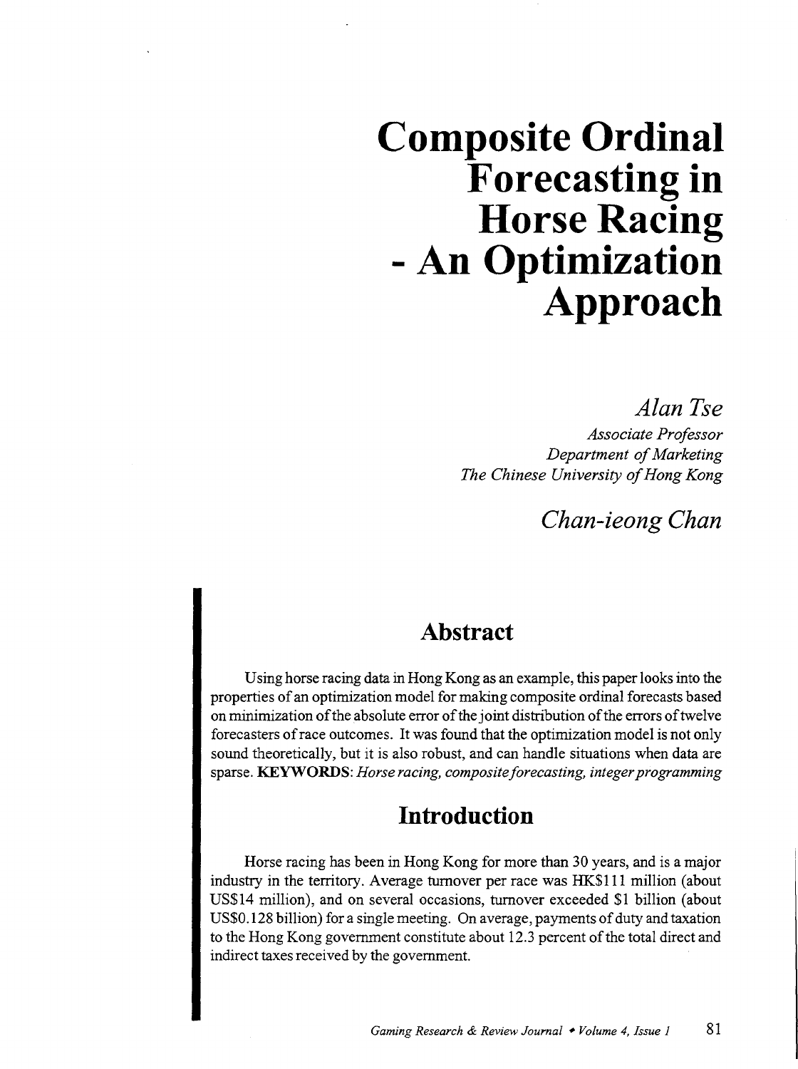# Composite Ordinal Forecasting in Horse Racing - An Optimization Approach

*Alan Tse*

*Associate Professor*
*Department of Marketing*
*The Chinese University of Hong Kong*

*Chan-ieong Chan*

## Abstract

Using horse racing data in Hong Kong as an example, this paper looks into the properties of an optimization model for making composite ordinal forecasts based on minimization of the absolute error of the joint distribution of the errors of twelve forecasters of race outcomes. It was found that the optimization model is not only sound theoretically, but it is also robust, and can handle situations when data are sparse. **KEYWORDS:** *Horse racing, composite forecasting, integer programming*

## Introduction

Horse racing has been in Hong Kong for more than 30 years, and is a major industry in the territory. Average turnover per race was HK$111 million (about US$14 million), and on several occasions, turnover exceeded $1 billion (about US$0.128 billion) for a single meeting. On average, payments of duty and taxation to the Hong Kong government constitute about 12.3 percent of the total direct and indirect taxes received by the government.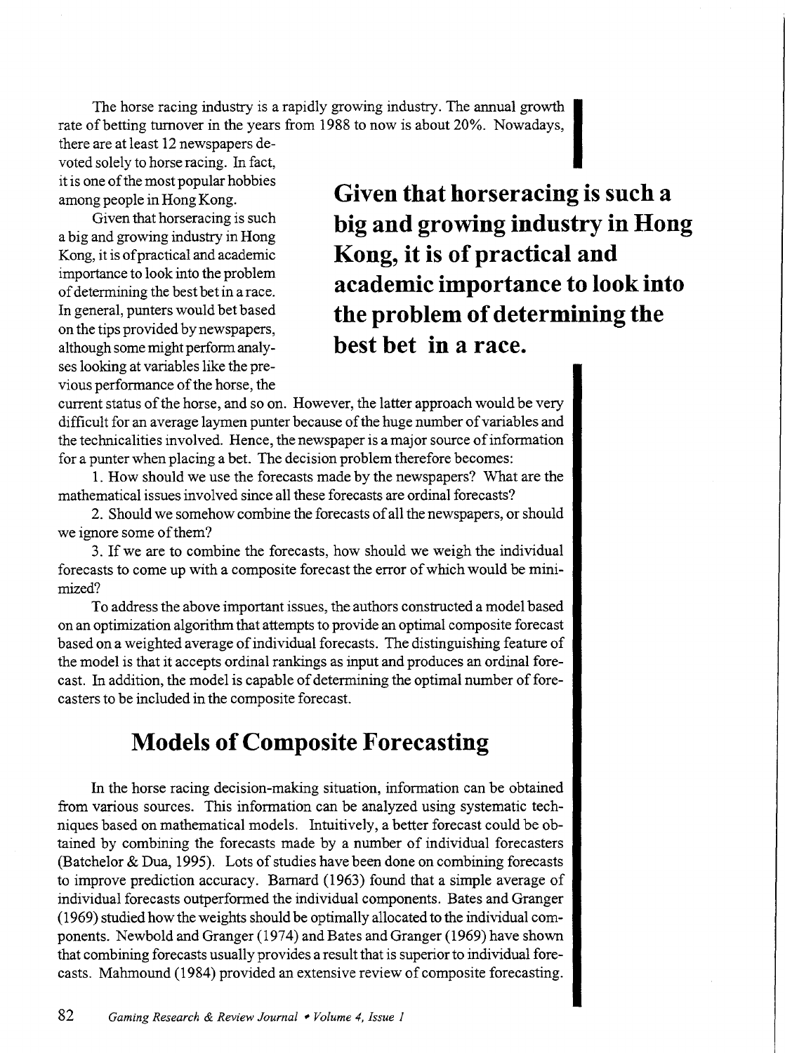The horse racing industry is a rapidly growing industry. The annual growth rate of betting turnover in the years from 1988 to now is about 20%. Nowadays, there are at least 12 newspapers devoted solely to horse racing. In fact, it is one of the most popular hobbies among people in Hong Kong.

Given that horseracing is such a big and growing industry in Hong Kong, it is of practical and academic importance to look into the problem of determining the best bet in a race. In general, punters would bet based on the tips provided by newspapers, although some might perform analyses looking at variables like the previous performance of the horse, the current status of the horse, and so on. However, the latter approach would be very difficult for an average laymen punter because of the huge number of variables and the technicalities involved. Hence, the newspaper is a major source of information for a punter when placing a bet. The decision problem therefore becomes:

**Given that horseracing is such a big and growing industry in Hong Kong, it is of practical and academic importance to look into the problem of determining the best bet in a race.**

1. How should we use the forecasts made by the newspapers? What are the mathematical issues involved since all these forecasts are ordinal forecasts?

2. Should we somehow combine the forecasts of all the newspapers, or should we ignore some of them?

3. If we are to combine the forecasts, how should we weigh the individual forecasts to come up with a composite forecast the error of which would be minimized?

To address the above important issues, the authors constructed a model based on an optimization algorithm that attempts to provide an optimal composite forecast based on a weighted average of individual forecasts. The distinguishing feature of the model is that it accepts ordinal rankings as input and produces an ordinal forecast. In addition, the model is capable of determining the optimal number of forecasters to be included in the composite forecast.

## Models of Composite Forecasting

In the horse racing decision-making situation, information can be obtained from various sources. This information can be analyzed using systematic techniques based on mathematical models. Intuitively, a better forecast could be obtained by combining the forecasts made by a number of individual forecasters (Batchelor & Dua, 1995). Lots of studies have been done on combining forecasts to improve prediction accuracy. Barnard (1963) found that a simple average of individual forecasts outperformed the individual components. Bates and Granger (1969) studied how the weights should be optimally allocated to the individual components. Newbold and Granger (1974) and Bates and Granger (1969) have shown that combining forecasts usually provides a result that is superior to individual forecasts. Mahmound (1984) provided an extensive review of composite forecasting.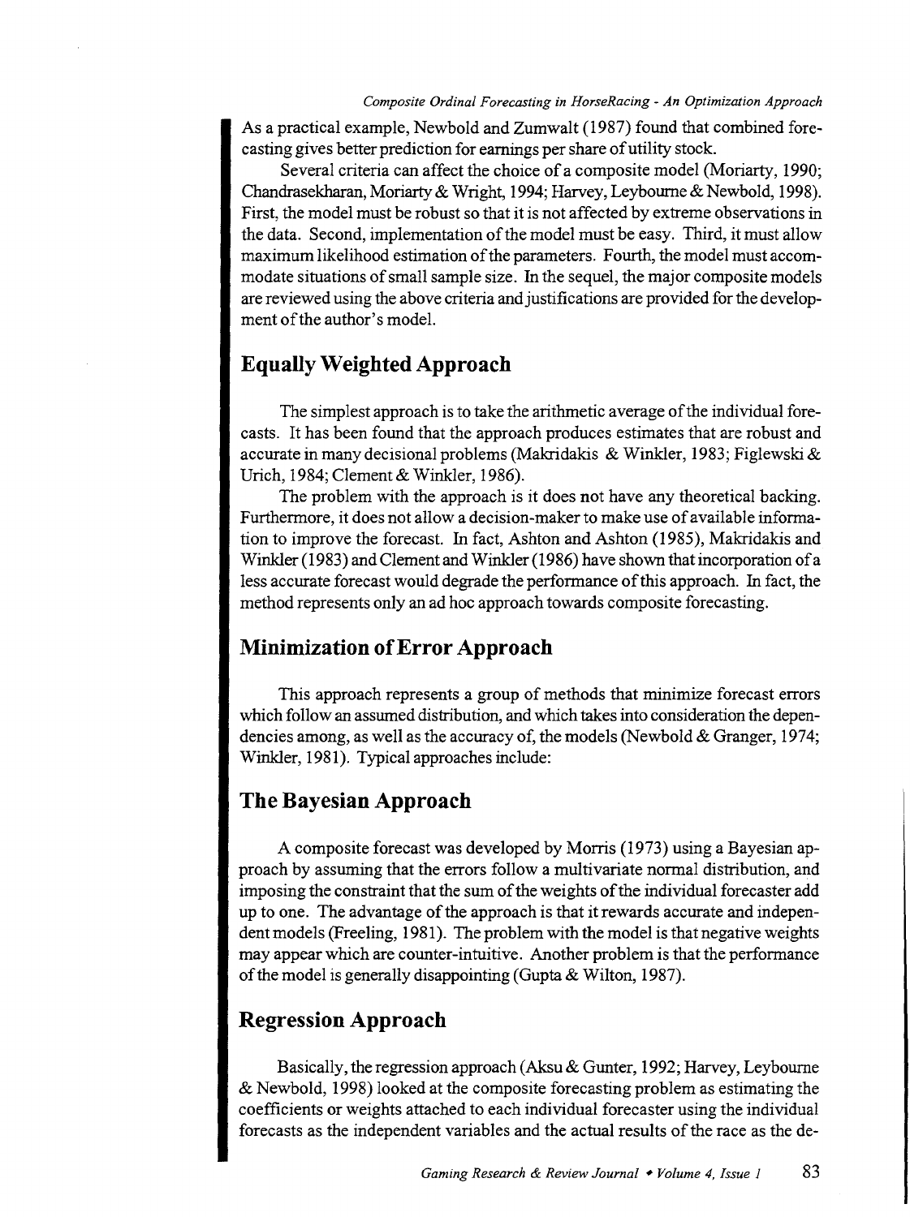As a practical example, Newbold and Zumwalt (1987) found that combined forecasting gives better prediction for earnings per share of utility stock.

Several criteria can affect the choice of a composite model (Moriarty, 1990; Chandrasekharan, Moriarty & Wright, 1994; Harvey, Leybourne & Newbold, 1998). First, the model must be robust so that it is not affected by extreme observations in the data. Second, implementation of the model must be easy. Third, it must allow maximum likelihood estimation of the parameters. Fourth, the model must accommodate situations of small sample size. In the sequel, the major composite models are reviewed using the above criteria and justifications are provided for the development of the author's model.

## Equally Weighted Approach

The simplest approach is to take the arithmetic average of the individual forecasts. It has been found that the approach produces estimates that are robust and accurate in many decisional problems (Makridakis & Winkler, 1983; Figlewski & Urich, 1984; Clement & Winkler, 1986).

The problem with the approach is it does not have any theoretical backing. Furthermore, it does not allow a decision-maker to make use of available information to improve the forecast. In fact, Ashton and Ashton (1985), Makridakis and Winkler (1983) and Clement and Winkler (1986) have shown that incorporation of a less accurate forecast would degrade the performance of this approach. In fact, the method represents only an ad hoc approach towards composite forecasting.

## Minimization of Error Approach

This approach represents a group of methods that minimize forecast errors which follow an assumed distribution, and which takes into consideration the dependencies among, as well as the accuracy of, the models (Newbold & Granger, 1974; Winkler, 1981). Typical approaches include:

## The Bayesian Approach

A composite forecast was developed by Morris (1973) using a Bayesian approach by assuming that the errors follow a multivariate normal distribution, and imposing the constraint that the sum of the weights of the individual forecaster add up to one. The advantage of the approach is that it rewards accurate and independent models (Freeling, 1981). The problem with the model is that negative weights may appear which are counter-intuitive. Another problem is that the performance of the model is generally disappointing (Gupta & Wilton, 1987).

## Regression Approach

Basically, the regression approach (Aksu & Gunter, 1992; Harvey, Leybourne & Newbold, 1998) looked at the composite forecasting problem as estimating the coefficients or weights attached to each individual forecaster using the individual forecasts as the independent variables and the actual results of the race as the de-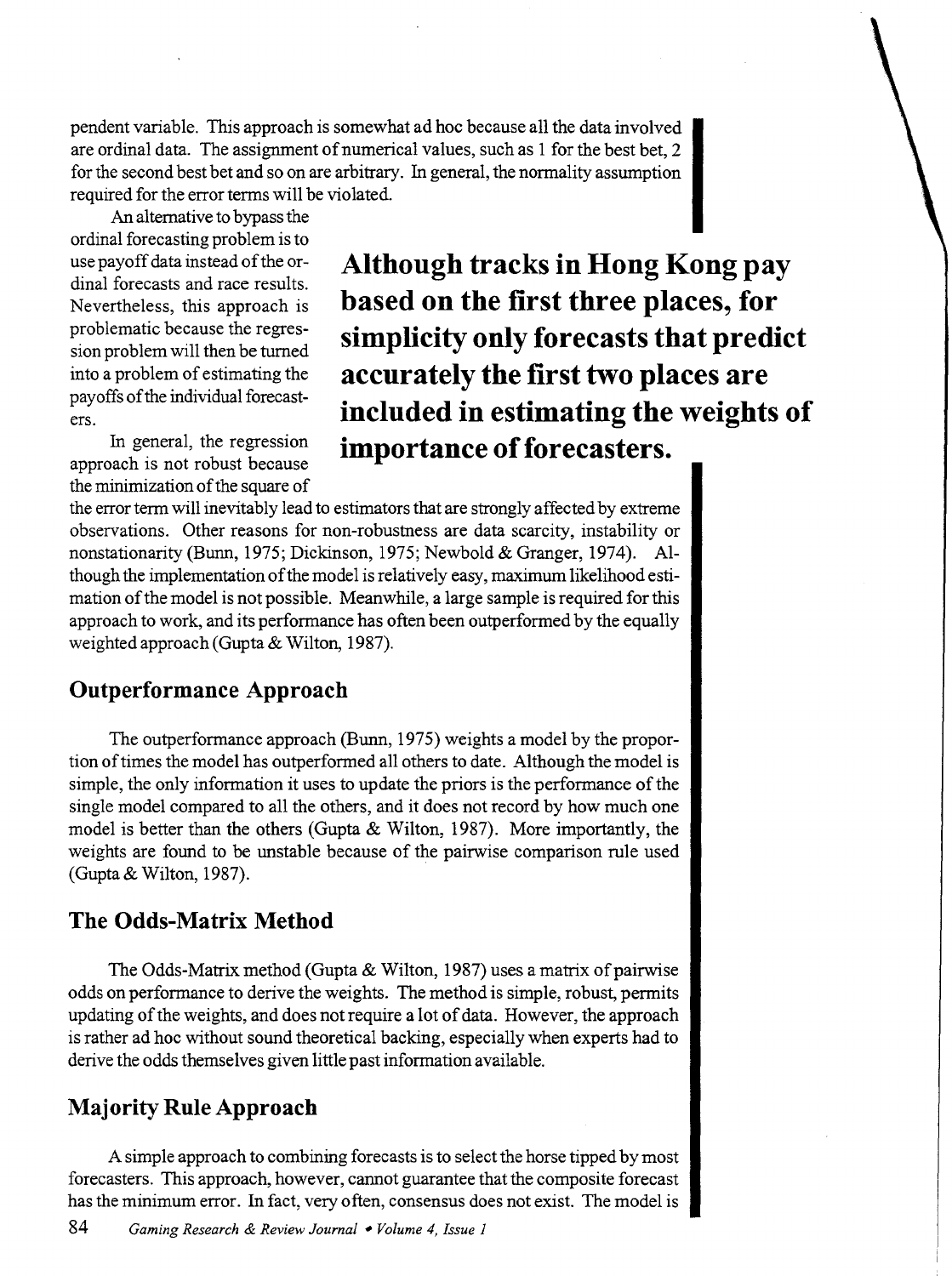pendent variable. This approach is somewhat ad hoc because all the data involved are ordinal data. The assignment of numerical values, such as 1 for the best bet, 2 for the second best bet and so on are arbitrary. In general, the normality assumption required for the error terms will be violated.

An alternative to bypass the ordinal forecasting problem is to use payoff data instead of the ordinal forecasts and race results. Nevertheless, this approach is problematic because the regression problem will then be turned into a problem of estimating the payoffs of the individual forecasters.

**Although tracks in Hong Kong pay based on the first three places, for simplicity only forecasts that predict accurately the first two places are included in estimating the weights of importance of forecasters.**

In general, the regression approach is not robust because the minimization of the square of the error term will inevitably lead to estimators that are strongly affected by extreme observations. Other reasons for non-robustness are data scarcity, instability or nonstationarity (Bunn, 1975; Dickinson, 1975; Newbold & Granger, 1974). Although the implementation of the model is relatively easy, maximum likelihood estimation of the model is not possible. Meanwhile, a large sample is required for this approach to work, and its performance has often been outperformed by the equally weighted approach (Gupta & Wilton, 1987).

## Outperformance Approach

The outperformance approach (Bunn, 1975) weights a model by the proportion of times the model has outperformed all others to date. Although the model is simple, the only information it uses to update the priors is the performance of the single model compared to all the others, and it does not record by how much one model is better than the others (Gupta & Wilton, 1987). More importantly, the weights are found to be unstable because of the pairwise comparison rule used (Gupta & Wilton, 1987).

## The Odds-Matrix Method

The Odds-Matrix method (Gupta & Wilton, 1987) uses a matrix of pairwise odds on performance to derive the weights. The method is simple, robust, permits updating of the weights, and does not require a lot of data. However, the approach is rather ad hoc without sound theoretical backing, especially when experts had to derive the odds themselves given little past information available.

## Majority Rule Approach

A simple approach to combining forecasts is to select the horse tipped by most forecasters. This approach, however, cannot guarantee that the composite forecast has the minimum error. In fact, very often, consensus does not exist. The model is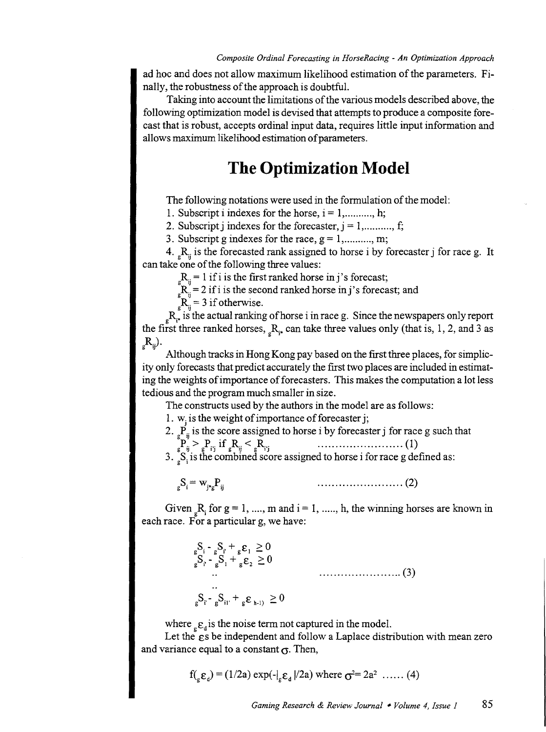ad hoc and does not allow maximum likelihood estimation of the parameters. Finally, the robustness of the approach is doubtful.

Taking into account the limitations of the various models described above, the following optimization model is devised that attempts to produce a composite forecast that is robust, accepts ordinal input data, requires little input information and allows maximum likelihood estimation of parameters.

# The Optimization Model

The following notations were used in the formulation of the model:

1. Subscript i indexes for the horse, i = 1,.........., h;
2. Subscript j indexes for the forecaster, j = 1,.........., f;
3. Subscript g indexes for the race, g = 1,.........., m;
4. ${}_gR_{ij}$ is the forecasted rank assigned to horse i by forecaster j for race g. It can take one of the following three values:

   ${}_gR_{ij} = 1$ if i is the first ranked horse in j's forecast;

   ${}_gR_{ij} = 2$ if i is the second ranked horse in j's forecast; and

   ${}_gR_{ij} = 3$ if otherwise.

${}_gR_{i*}$ is the actual ranking of horse i in race g. Since the newspapers only report the first three ranked horses, ${}_gR_{i*}$ can take three values only (that is, 1, 2, and 3 as ${}_gR_{ij}$).

Although tracks in Hong Kong pay based on the first three places, for simplicity only forecasts that predict accurately the first two places are included in estimating the weights of importance of forecasters. This makes the computation a lot less tedious and the program much smaller in size.

The constructs used by the authors in the model are as follows:

1. $w_j$ is the weight of importance of forecaster j;
2. ${}_gP_{ij}$ is the score assigned to horse i by forecaster j for race g such that

$$ {}_gP_{ij} > {}_gP_{i'j} \text{ if } {}_gR_{ij} < {}_gR_{i'j} \qquad \ldots\ldots\ldots\ldots\ldots\ldots\ldots\ldots (1)$$

3. ${}_gS_i$ is the combined score assigned to horse i for race g defined as:

$$ {}_gS_i = w_{j*g}P_{ij} \qquad \ldots\ldots\ldots\ldots\ldots\ldots\ldots\ldots (2)$$

Given ${}_gR_i$ for g = 1, ...., m and i = 1, ....., h, the winning horses are known in each race. For a particular g, we have:

$$
\begin{aligned}
&{}_gS_i - {}_gS_{i'} + {}_g\varepsilon_1 \geq 0 \\
&{}_gS_{i'} - {}_gS_1 + {}_g\varepsilon_2 \geq 0 \\
&\quad .. \\
&\quad .. \\
&{}_gS_{i'} - {}_gS_{il'} + {}_g\varepsilon_{h-1)} \geq 0
\end{aligned}
\qquad \ldots\ldots\ldots\ldots\ldots\ldots\ldots (3)
$$

where ${}_g\varepsilon_d$ is the noise term not captured in the model.

Let the $\varepsilon$s be independent and follow a Laplace distribution with mean zero and variance equal to a constant $\sigma$. Then,

$$ f({}_g\varepsilon_d) = (1/2a)\exp(-|{}_g\varepsilon_d|/2a) \text{ where } \sigma^2 = 2a^2 \quad \ldots\ldots (4)$$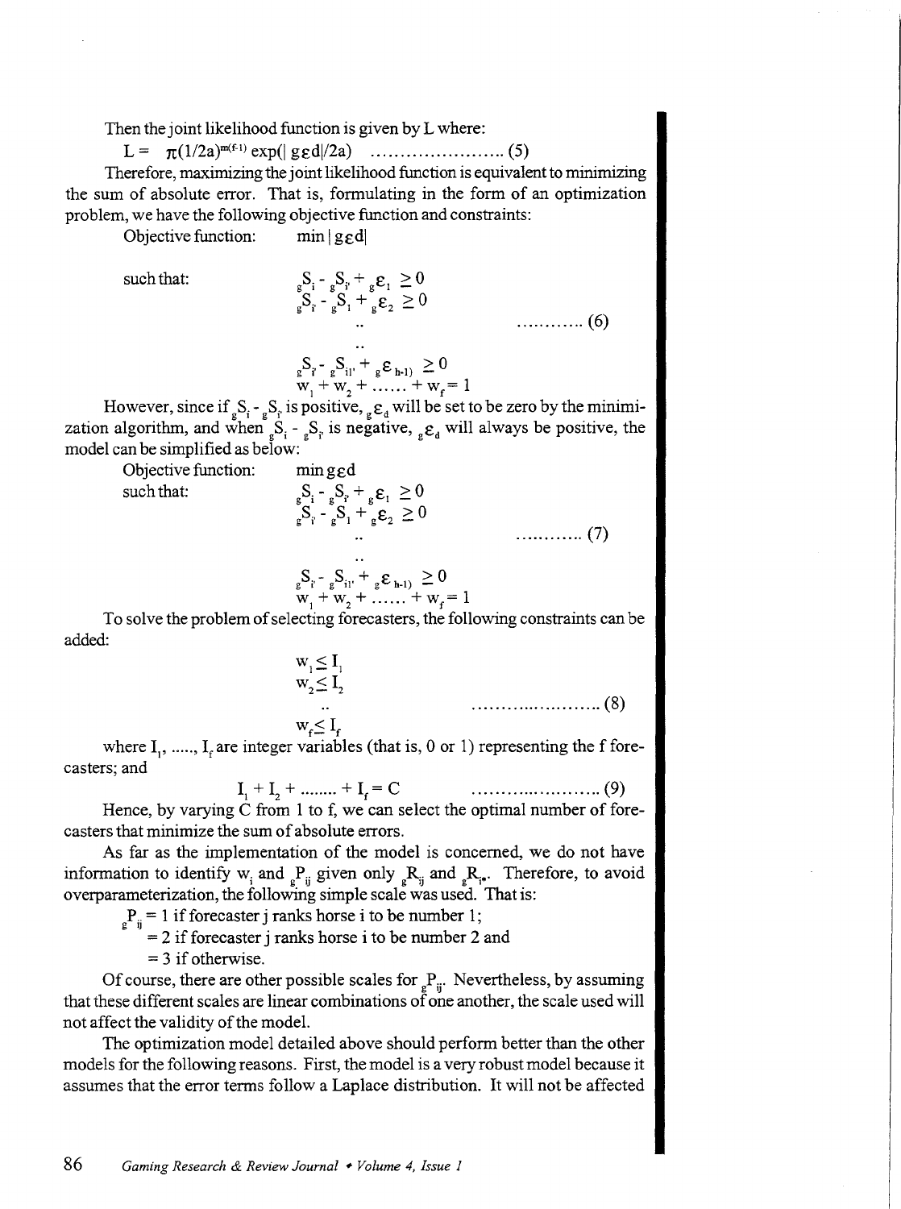Then the joint likelihood function is given by L where:

$$L = \pi(1/2a)^{m(f-1)} \exp(|\,{}_g\varepsilon d|/2a) \quad \ldots\ldots\ldots\ldots\ldots\ldots\ldots\ldots (5)$$

Therefore, maximizing the joint likelihood function is equivalent to minimizing the sum of absolute error. That is, formulating in the form of an optimization problem, we have the following objective function and constraints:

Objective function: $\min |\,{}_g\varepsilon d|$

such that:

$$
\begin{aligned}
&{}_gS_i - {}_gS_{i'} + {}_g\varepsilon_1 \geq 0 \\
&{}_gS_{i'} - {}_gS_1 + {}_g\varepsilon_2 \geq 0 \\
&\;\;\vdots \\
&{}_gS_{i'} - {}_gS_{il'} + {}_g\varepsilon_{h-1)} \geq 0 \\
&w_1 + w_2 + \ldots\ldots + w_f = 1
\end{aligned}
\quad \ldots\ldots\ldots\ldots (6)
$$

However, since if ${}_gS_i - {}_gS_{i'}$ is positive, ${}_g\varepsilon_d$ will be set to be zero by the minimization algorithm, and when ${}_gS_i - {}_gS_{i'}$ is negative, ${}_g\varepsilon_d$ will always be positive, the model can be simplified as below:

Objective function: $\min {}_g\varepsilon d$

such that:

$$
\begin{aligned}
&{}_gS_i - {}_gS_{i'} + {}_g\varepsilon_1 \geq 0 \\
&{}_gS_{i'} - {}_gS_1 + {}_g\varepsilon_2 \geq 0 \\
&\;\;\vdots \\
&{}_gS_{i'} - {}_gS_{il'} + {}_g\varepsilon_{h-1)} \geq 0 \\
&w_1 + w_2 + \ldots\ldots + w_f = 1
\end{aligned}
\quad \ldots\ldots\ldots\ldots (7)
$$

To solve the problem of selecting forecasters, the following constraints can be added:

$$
\begin{aligned}
&w_1 \leq I_1 \\
&w_2 \leq I_2 \\
&\;\;\vdots \\
&w_f \leq I_f
\end{aligned}
\quad \ldots\ldots\ldots\ldots\ldots\ldots\ldots\ldots (8)
$$

where $I_1, \ldots, I_f$ are integer variables (that is, 0 or 1) representing the f forecasters; and

$$I_1 + I_2 + \ldots\ldots + I_f = C \quad \ldots\ldots\ldots\ldots\ldots\ldots\ldots\ldots (9)$$

Hence, by varying C from 1 to f, we can select the optimal number of forecasters that minimize the sum of absolute errors.

As far as the implementation of the model is concerned, we do not have information to identify $w_i$ and ${}_gP_{ij}$ given only ${}_gR_{ij}$ and ${}_gR_{i*}$. Therefore, to avoid overparameterization, the following simple scale was used. That is:

${}_gP_{ij} = 1$ if forecaster j ranks horse i to be number 1;
$= 2$ if forecaster j ranks horse i to be number 2 and
$= 3$ if otherwise.

Of course, there are other possible scales for ${}_gP_{ij}$. Nevertheless, by assuming that these different scales are linear combinations of one another, the scale used will not affect the validity of the model.

The optimization model detailed above should perform better than the other models for the following reasons. First, the model is a very robust model because it assumes that the error terms follow a Laplace distribution. It will not be affected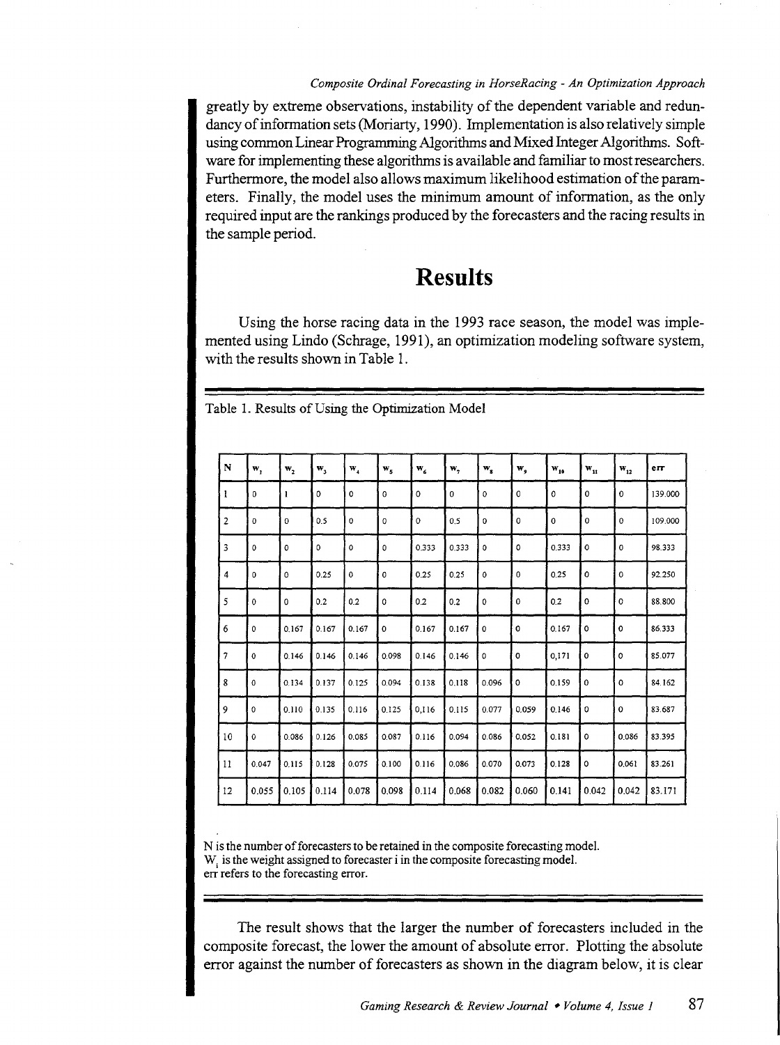greatly by extreme observations, instability of the dependent variable and redundancy of information sets (Moriarty, 1990). Implementation is also relatively simple using common Linear Programming Algorithms and Mixed Integer Algorithms. Software for implementing these algorithms is available and familiar to most researchers. Furthermore, the model also allows maximum likelihood estimation of the parameters. Finally, the model uses the minimum amount of information, as the only required input are the rankings produced by the forecasters and the racing results in the sample period.

# Results

Using the horse racing data in the 1993 race season, the model was implemented using Lindo (Schrage, 1991), an optimization modeling software system, with the results shown in Table 1.

Table 1. Results of Using the Optimization Model

| N | $w_1$ | $w_2$ | $w_3$ | $w_4$ | $w_5$ | $w_6$ | $w_7$ | $w_8$ | $w_9$ | $w_{10}$ | $w_{11}$ | $w_{12}$ | err |
|---|---|---|---|---|---|---|---|---|---|---|---|---|---|
| 1 | 0 | 1 | 0 | 0 | 0 | 0 | 0 | 0 | 0 | 0 | 0 | 0 | 139.000 |
| 2 | 0 | 0 | 0.5 | 0 | 0 | 0 | 0.5 | 0 | 0 | 0 | 0 | 0 | 109.000 |
| 3 | 0 | 0 | 0 | 0 | 0 | 0.333 | 0.333 | 0 | 0 | 0.333 | 0 | 0 | 98.333 |
| 4 | 0 | 0 | 0.25 | 0 | 0 | 0.25 | 0.25 | 0 | 0 | 0.25 | 0 | 0 | 92.250 |
| 5 | 0 | 0 | 0.2 | 0.2 | 0 | 0.2 | 0.2 | 0 | 0 | 0.2 | 0 | 0 | 88.800 |
| 6 | 0 | 0.167 | 0.167 | 0.167 | 0 | 0.167 | 0.167 | 0 | 0 | 0.167 | 0 | 0 | 86.333 |
| 7 | 0 | 0.146 | 0.146 | 0.146 | 0.098 | 0.146 | 0.146 | 0 | 0 | 0,171 | 0 | 0 | 85.077 |
| 8 | 0 | 0.134 | 0.137 | 0.125 | 0.094 | 0.138 | 0.118 | 0.096 | 0 | 0.159 | 0 | 0 | 84.162 |
| 9 | 0 | 0.110 | 0.135 | 0.116 | 0.125 | 0,116 | 0.115 | 0.077 | 0.059 | 0.146 | 0 | 0 | 83.687 |
| 10 | 0 | 0.086 | 0.126 | 0.085 | 0.087 | 0.116 | 0.094 | 0.086 | 0.052 | 0.181 | 0 | 0.086 | 83.395 |
| 11 | 0.047 | 0.115 | 0.128 | 0.075 | 0.100 | 0.116 | 0.086 | 0.070 | 0.073 | 0.128 | 0 | 0.061 | 83.261 |
| 12 | 0.055 | 0.105 | 0.114 | 0.078 | 0.098 | 0.114 | 0.068 | 0.082 | 0.060 | 0.141 | 0.042 | 0.042 | 83.171 |

N is the number of forecasters to be retained in the composite forecasting model.
$W_i$ is the weight assigned to forecaster i in the composite forecasting model.
err refers to the forecasting error.

The result shows that the larger the number of forecasters included in the composite forecast, the lower the amount of absolute error. Plotting the absolute error against the number of forecasters as shown in the diagram below, it is clear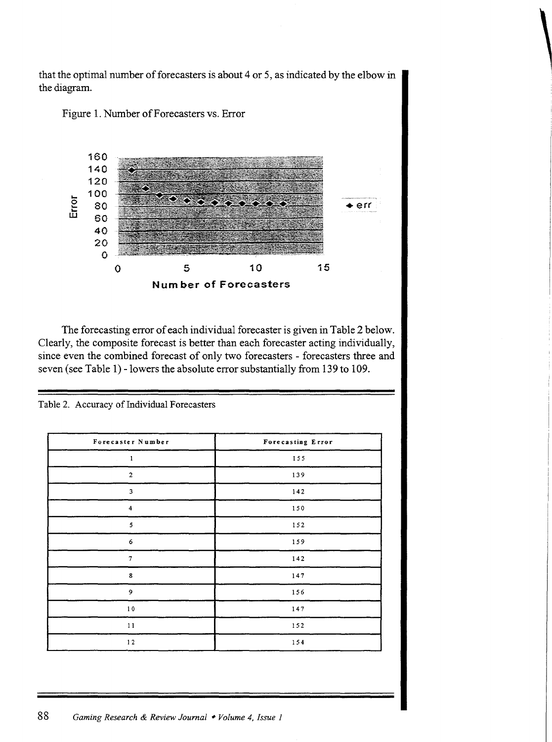that the optimal number of forecasters is about 4 or 5, as indicated by the elbow in the diagram.

Figure 1. Number of Forecasters vs. Error

The forecasting error of each individual forecaster is given in Table 2 below. Clearly, the composite forecast is better than each forecaster acting individually, since even the combined forecast of only two forecasters - forecasters three and seven (see Table 1) - lowers the absolute error substantially from 139 to 109.

Table 2. Accuracy of Individual Forecasters

| Forecaster Number | Forecasting Error |
|---|---|
| 1 | 155 |
| 2 | 139 |
| 3 | 142 |
| 4 | 150 |
| 5 | 152 |
| 6 | 159 |
| 7 | 142 |
| 8 | 147 |
| 9 | 156 |
| 10 | 147 |
| 11 | 152 |
| 12 | 154 |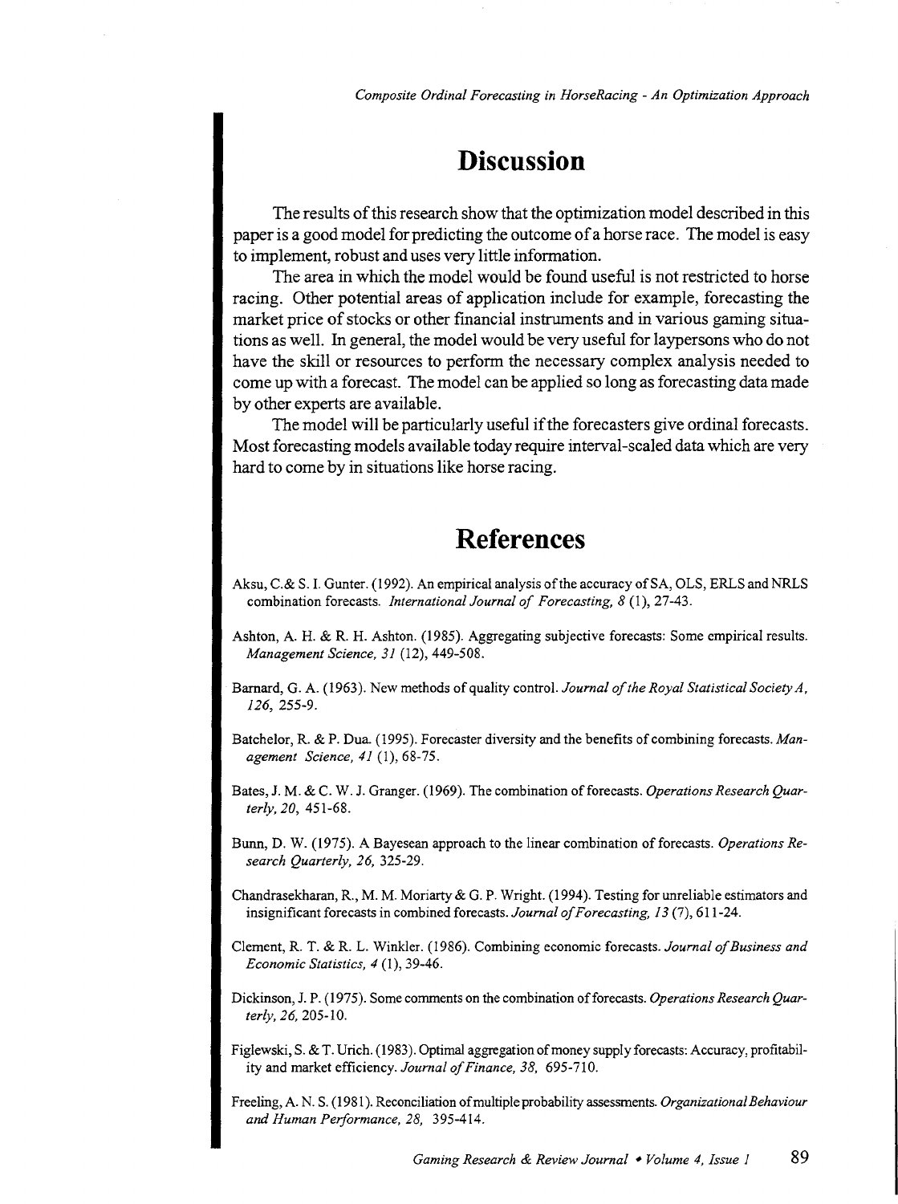## Discussion

The results of this research show that the optimization model described in this paper is a good model for predicting the outcome of a horse race. The model is easy to implement, robust and uses very little information.

The area in which the model would be found useful is not restricted to horse racing. Other potential areas of application include for example, forecasting the market price of stocks or other financial instruments and in various gaming situations as well. In general, the model would be very useful for laypersons who do not have the skill or resources to perform the necessary complex analysis needed to come up with a forecast. The model can be applied so long as forecasting data made by other experts are available.

The model will be particularly useful if the forecasters give ordinal forecasts. Most forecasting models available today require interval-scaled data which are very hard to come by in situations like horse racing.

## References

Aksu, C.& S. I. Gunter. (1992). An empirical analysis of the accuracy of SA, OLS, ERLS and NRLS combination forecasts. *International Journal of Forecasting, 8* (1), 27-43.

Ashton, A. H. & R. H. Ashton. (1985). Aggregating subjective forecasts: Some empirical results. *Management Science, 31* (12), 449-508.

Barnard, G. A. (1963). New methods of quality control. *Journal of the Royal Statistical Society A, 126*, 255-9.

Batchelor, R. & P. Dua. (1995). Forecaster diversity and the benefits of combining forecasts. *Management Science, 41* (1), 68-75.

Bates, J. M. & C. W. J. Granger. (1969). The combination of forecasts. *Operations Research Quarterly, 20*, 451-68.

Bunn, D. W. (1975). A Bayesean approach to the linear combination of forecasts. *Operations Research Quarterly, 26*, 325-29.

Chandrasekharan, R., M. M. Moriarty & G. P. Wright. (1994). Testing for unreliable estimators and insignificant forecasts in combined forecasts. *Journal of Forecasting, 13* (7), 611-24.

Clement, R. T. & R. L. Winkler. (1986). Combining economic forecasts. *Journal of Business and Economic Statistics, 4* (1), 39-46.

Dickinson, J. P. (1975). Some comments on the combination of forecasts. *Operations Research Quarterly, 26*, 205-10.

Figlewski, S. & T. Urich. (1983). Optimal aggregation of money supply forecasts: Accuracy, profitability and market efficiency. *Journal of Finance, 38*, 695-710.

Freeling, A. N. S. (1981). Reconciliation of multiple probability assessments. *Organizational Behaviour and Human Performance, 28*, 395-414.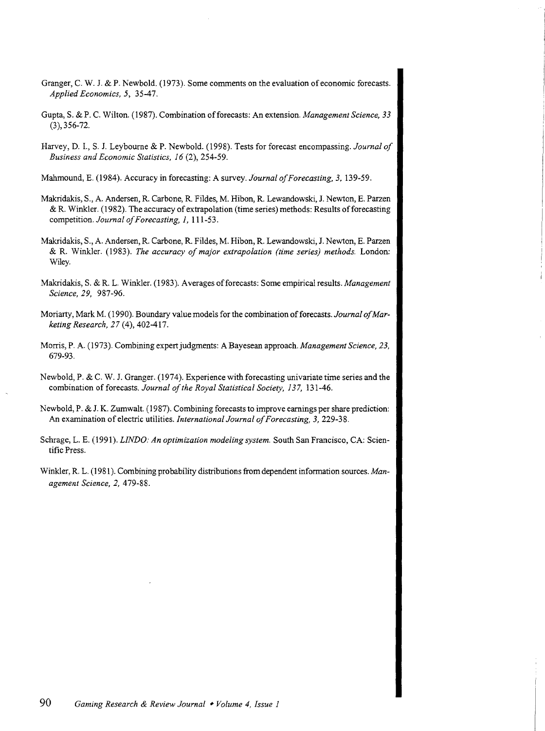Granger, C. W. J. & P. Newbold. (1973). Some comments on the evaluation of economic forecasts. *Applied Economics, 5*, 35-47.

Gupta, S. & P. C. Wilton. (1987). Combination of forecasts: An extension. *Management Science, 33* (3), 356-72.

Harvey, D. I., S. J. Leybourne & P. Newbold. (1998). Tests for forecast encompassing. *Journal of Business and Economic Statistics, 16* (2), 254-59.

Mahmound, E. (1984). Accuracy in forecasting: A survey. *Journal of Forecasting, 3*, 139-59.

Makridakis, S., A. Andersen, R. Carbone, R. Fildes, M. Hibon, R. Lewandowski, J. Newton, E. Parzen & R. Winkler. (1982). The accuracy of extrapolation (time series) methods: Results of forecasting competition. *Journal of Forecasting, 1*, 111-53.

Makridakis, S., A. Andersen, R. Carbone, R. Fildes, M. Hibon, R. Lewandowski, J. Newton, E. Parzen & R. Winkler. (1983). *The accuracy of major extrapolation (time series) methods.* London: Wiley.

Makridakis, S. & R. L. Winkler. (1983). Averages of forecasts: Some empirical results. *Management Science, 29*, 987-96.

Moriarty, Mark M. (1990). Boundary value models for the combination of forecasts. *Journal of Marketing Research, 27* (4), 402-417.

Morris, P. A. (1973). Combining expert judgments: A Bayesean approach. *Management Science, 23*, 679-93.

Newbold, P. & C. W. J. Granger. (1974). Experience with forecasting univariate time series and the combination of forecasts. *Journal of the Royal Statistical Society, 137*, 131-46.

Newbold, P. & J. K. Zumwalt. (1987). Combining forecasts to improve earnings per share prediction: An examination of electric utilities. *International Journal of Forecasting, 3*, 229-38.

Schrage, L. E. (1991). *LINDO: An optimization modeling system.* South San Francisco, CA: Scientific Press.

Winkler, R. L. (1981). Combining probability distributions from dependent information sources. *Management Science, 2*, 479-88.